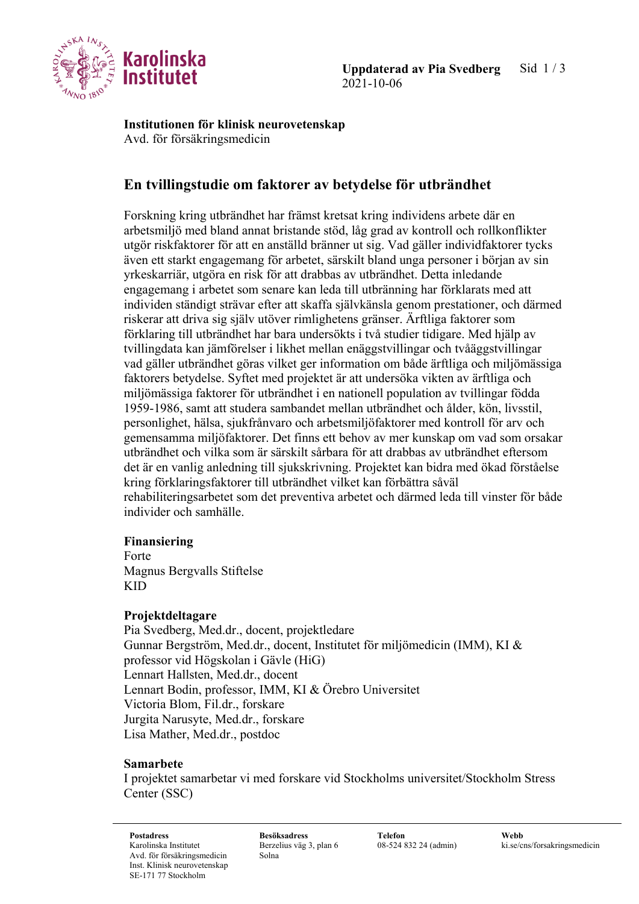Uppdaterad av Pia Svedberg
2021-10-06

**Institutionen för klinisk neurovetenskap**
Avd. för försäkringsmedicin

# En tvillingstudie om faktorer av betydelse för utbrändhet

Forskning kring utbrändhet har främst kretsat kring individens arbete där en arbetsmiljö med bland annat bristande stöd, låg grad av kontroll och rollkonflikter utgör riskfaktorer för att en anställd bränner ut sig. Vad gäller individfaktorer tycks även ett starkt engagemang för arbetet, särskilt bland unga personer i början av sin yrkeskarriär, utgöra en risk för att drabbas av utbrändhet. Detta inledande engagemang i arbetet som senare kan leda till utbränning har förklarats med att individen ständigt strävar efter att skaffa självkänsla genom prestationer, och därmed riskerar att driva sig själv utöver rimlighetens gränser. Ärftliga faktorer som förklaring till utbrändhet har bara undersökts i två studier tidigare. Med hjälp av tvillingdata kan jämförelser i likhet mellan enäggstvillingar och tvåäggstvillingar vad gäller utbrändhet göras vilket ger information om både ärftliga och miljömässiga faktorers betydelse. Syftet med projektet är att undersöka vikten av ärftliga och miljömässiga faktorer för utbrändhet i en nationell population av tvillingar födda 1959-1986, samt att studera sambandet mellan utbrändhet och ålder, kön, livsstil, personlighet, hälsa, sjukfrånvaro och arbetsmiljöfaktorer med kontroll för arv och gemensamma miljöfaktorer. Det finns ett behov av mer kunskap om vad som orsakar utbrändhet och vilka som är särskilt sårbara för att drabbas av utbrändhet eftersom det är en vanlig anledning till sjukskrivning. Projektet kan bidra med ökad förståelse kring förklaringsfaktorer till utbrändhet vilket kan förbättra såväl rehabiliteringsarbetet som det preventiva arbetet och därmed leda till vinster för både individer och samhälle.

**Finansiering**

Forte
Magnus Bergvalls Stiftelse
KID

**Projektdeltagare**

Pia Svedberg, Med.dr., docent, projektledare
Gunnar Bergström, Med.dr., docent, Institutet för miljömedicin (IMM), KI & professor vid Högskolan i Gävle (HiG)
Lennart Hallsten, Med.dr., docent
Lennart Bodin, professor, IMM, KI & Örebro Universitet
Victoria Blom, Fil.dr., forskare
Jurgita Narusyte, Med.dr., forskare
Lisa Mather, Med.dr., postdoc

**Samarbete**

I projektet samarbetar vi med forskare vid Stockholms universitet/Stockholm Stress Center (SSC)

**Postadress**
Karolinska Institutet
Avd. för försäkringsmedicin
Inst. Klinisk neurovetenskap
SE-171 77 Stockholm

**Besöksadress**
Berzelius väg 3, plan 6
Solna

**Telefon**
08-524 832 24 (admin)

**Webb**
ki.se/cns/forsakringsmedicin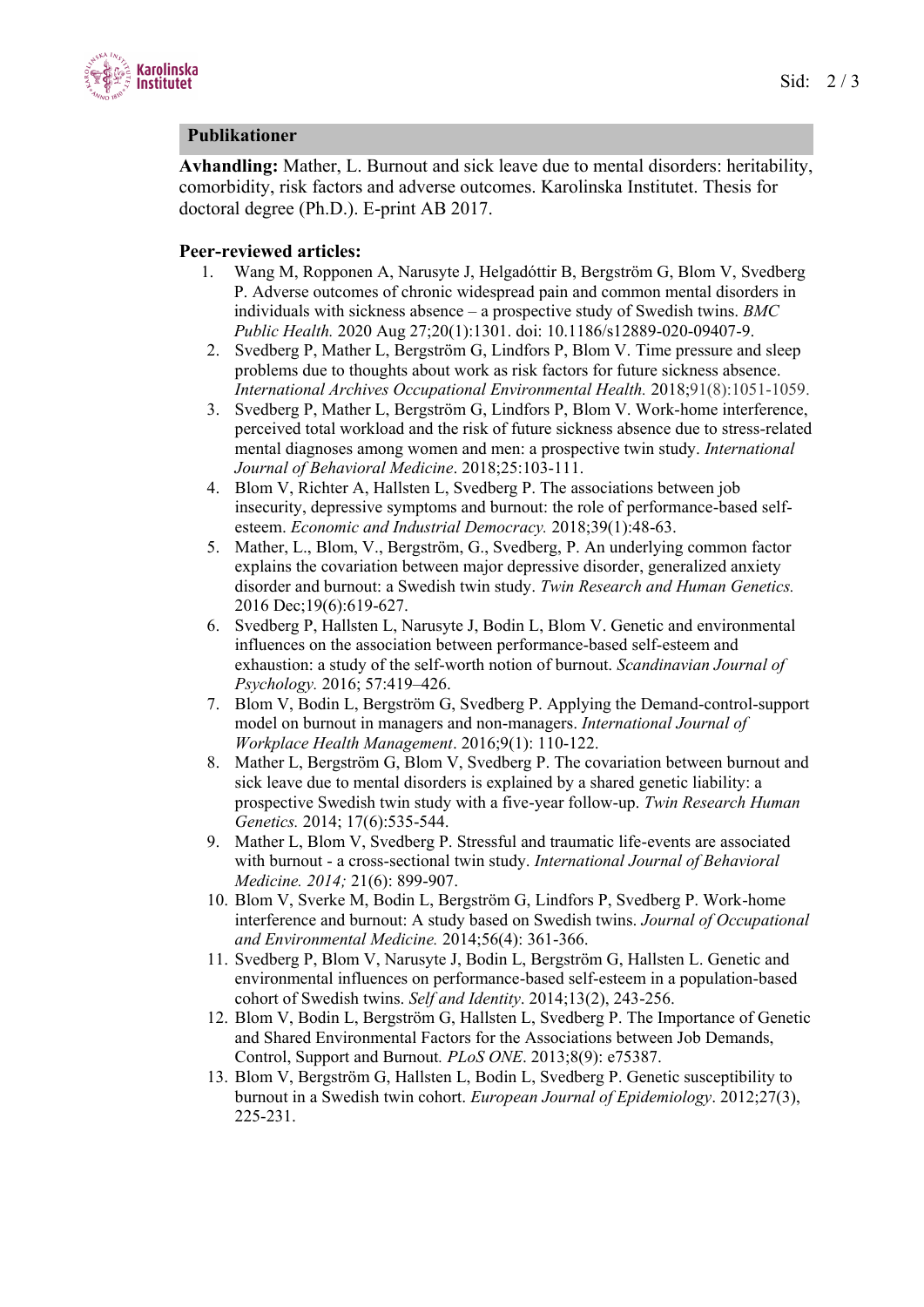## Publikationer

**Avhandling:** Mather, L. Burnout and sick leave due to mental disorders: heritability, comorbidity, risk factors and adverse outcomes. Karolinska Institutet. Thesis for doctoral degree (Ph.D.). E-print AB 2017.

**Peer-reviewed articles:**

1. Wang M, Ropponen A, Narusyte J, Helgadóttir B, Bergström G, Blom V, Svedberg P. Adverse outcomes of chronic widespread pain and common mental disorders in individuals with sickness absence – a prospective study of Swedish twins. *BMC Public Health.* 2020 Aug 27;20(1):1301. doi: 10.1186/s12889-020-09407-9.
2. Svedberg P, Mather L, Bergström G, Lindfors P, Blom V. Time pressure and sleep problems due to thoughts about work as risk factors for future sickness absence. *International Archives Occupational Environmental Health.* 2018;91(8):1051-1059.
3. Svedberg P, Mather L, Bergström G, Lindfors P, Blom V. Work-home interference, perceived total workload and the risk of future sickness absence due to stress-related mental diagnoses among women and men: a prospective twin study. *International Journal of Behavioral Medicine*. 2018;25:103-111.
4. Blom V, Richter A, Hallsten L, Svedberg P. The associations between job insecurity, depressive symptoms and burnout: the role of performance-based self-esteem. *Economic and Industrial Democracy.* 2018;39(1):48-63.
5. Mather, L., Blom, V., Bergström, G., Svedberg, P. An underlying common factor explains the covariation between major depressive disorder, generalized anxiety disorder and burnout: a Swedish twin study. *Twin Research and Human Genetics.* 2016 Dec;19(6):619-627.
6. Svedberg P, Hallsten L, Narusyte J, Bodin L, Blom V. Genetic and environmental influences on the association between performance-based self-esteem and exhaustion: a study of the self-worth notion of burnout. *Scandinavian Journal of Psychology.* 2016; 57:419–426.
7. Blom V, Bodin L, Bergström G, Svedberg P. Applying the Demand-control-support model on burnout in managers and non-managers. *International Journal of Workplace Health Management*. 2016;9(1): 110-122.
8. Mather L, Bergström G, Blom V, Svedberg P. The covariation between burnout and sick leave due to mental disorders is explained by a shared genetic liability: a prospective Swedish twin study with a five-year follow-up. *Twin Research Human Genetics.* 2014; 17(6):535-544.
9. Mather L, Blom V, Svedberg P. Stressful and traumatic life-events are associated with burnout - a cross-sectional twin study. *International Journal of Behavioral Medicine. 2014;* 21(6): 899-907.
10. Blom V, Sverke M, Bodin L, Bergström G, Lindfors P, Svedberg P. Work-home interference and burnout: A study based on Swedish twins. *Journal of Occupational and Environmental Medicine.* 2014;56(4): 361-366.
11. Svedberg P, Blom V, Narusyte J, Bodin L, Bergström G, Hallsten L. Genetic and environmental influences on performance-based self-esteem in a population-based cohort of Swedish twins. *Self and Identity*. 2014;13(2), 243-256.
12. Blom V, Bodin L, Bergström G, Hallsten L, Svedberg P. The Importance of Genetic and Shared Environmental Factors for the Associations between Job Demands, Control, Support and Burnout. *PLoS ONE*. 2013;8(9): e75387.
13. Blom V, Bergström G, Hallsten L, Bodin L, Svedberg P. Genetic susceptibility to burnout in a Swedish twin cohort. *European Journal of Epidemiology*. 2012;27(3), 225-231.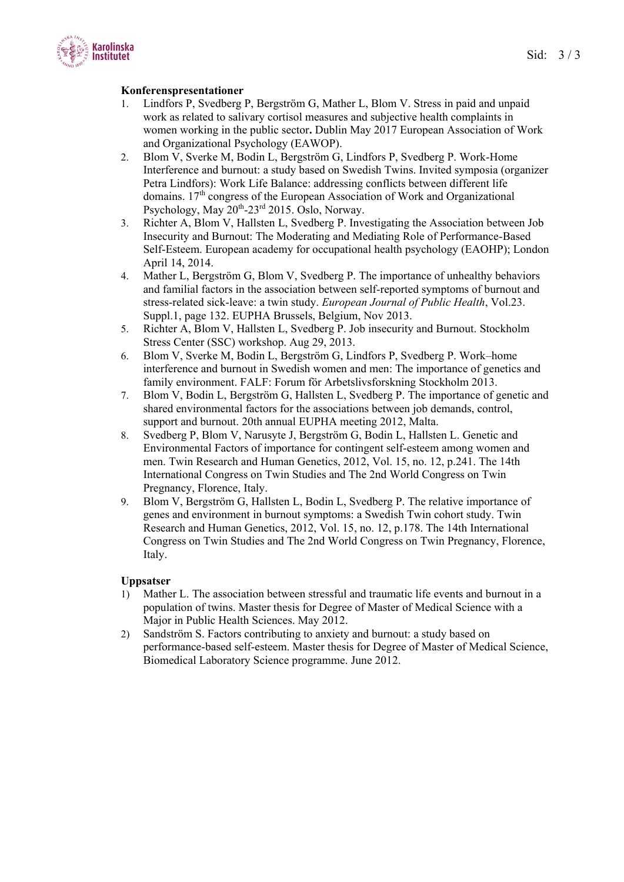**Konferenspresentationer**

1. Lindfors P, Svedberg P, Bergström G, Mather L, Blom V. Stress in paid and unpaid work as related to salivary cortisol measures and subjective health complaints in women working in the public sector**.** Dublin May 2017 European Association of Work and Organizational Psychology (EAWOP).
2. Blom V, Sverke M, Bodin L, Bergström G, Lindfors P, Svedberg P. Work-Home Interference and burnout: a study based on Swedish Twins. Invited symposia (organizer Petra Lindfors): Work Life Balance: addressing conflicts between different life domains. 17th congress of the European Association of Work and Organizational Psychology, May 20th-23rd 2015. Oslo, Norway.
3. Richter A, Blom V, Hallsten L, Svedberg P. Investigating the Association between Job Insecurity and Burnout: The Moderating and Mediating Role of Performance-Based Self-Esteem. European academy for occupational health psychology (EAOHP); London April 14, 2014.
4. Mather L, Bergström G, Blom V, Svedberg P. The importance of unhealthy behaviors and familial factors in the association between self-reported symptoms of burnout and stress-related sick-leave: a twin study. *European Journal of Public Health*, Vol.23. Suppl.1, page 132. EUPHA Brussels, Belgium, Nov 2013.
5. Richter A, Blom V, Hallsten L, Svedberg P. Job insecurity and Burnout. Stockholm Stress Center (SSC) workshop. Aug 29, 2013.
6. Blom V, Sverke M, Bodin L, Bergström G, Lindfors P, Svedberg P. Work–home interference and burnout in Swedish women and men: The importance of genetics and family environment. FALF: Forum för Arbetslivsforskning Stockholm 2013.
7. Blom V, Bodin L, Bergström G, Hallsten L, Svedberg P. The importance of genetic and shared environmental factors for the associations between job demands, control, support and burnout. 20th annual EUPHA meeting 2012, Malta.
8. Svedberg P, Blom V, Narusyte J, Bergström G, Bodin L, Hallsten L. Genetic and Environmental Factors of importance for contingent self-esteem among women and men. Twin Research and Human Genetics, 2012, Vol. 15, no. 12, p.241. The 14th International Congress on Twin Studies and The 2nd World Congress on Twin Pregnancy, Florence, Italy.
9. Blom V, Bergström G, Hallsten L, Bodin L, Svedberg P. The relative importance of genes and environment in burnout symptoms: a Swedish Twin cohort study. Twin Research and Human Genetics, 2012, Vol. 15, no. 12, p.178. The 14th International Congress on Twin Studies and The 2nd World Congress on Twin Pregnancy, Florence, Italy.

**Uppsatser**

1) Mather L. The association between stressful and traumatic life events and burnout in a population of twins. Master thesis for Degree of Master of Medical Science with a Major in Public Health Sciences. May 2012.
2) Sandström S. Factors contributing to anxiety and burnout: a study based on performance-based self-esteem. Master thesis for Degree of Master of Medical Science, Biomedical Laboratory Science programme. June 2012.